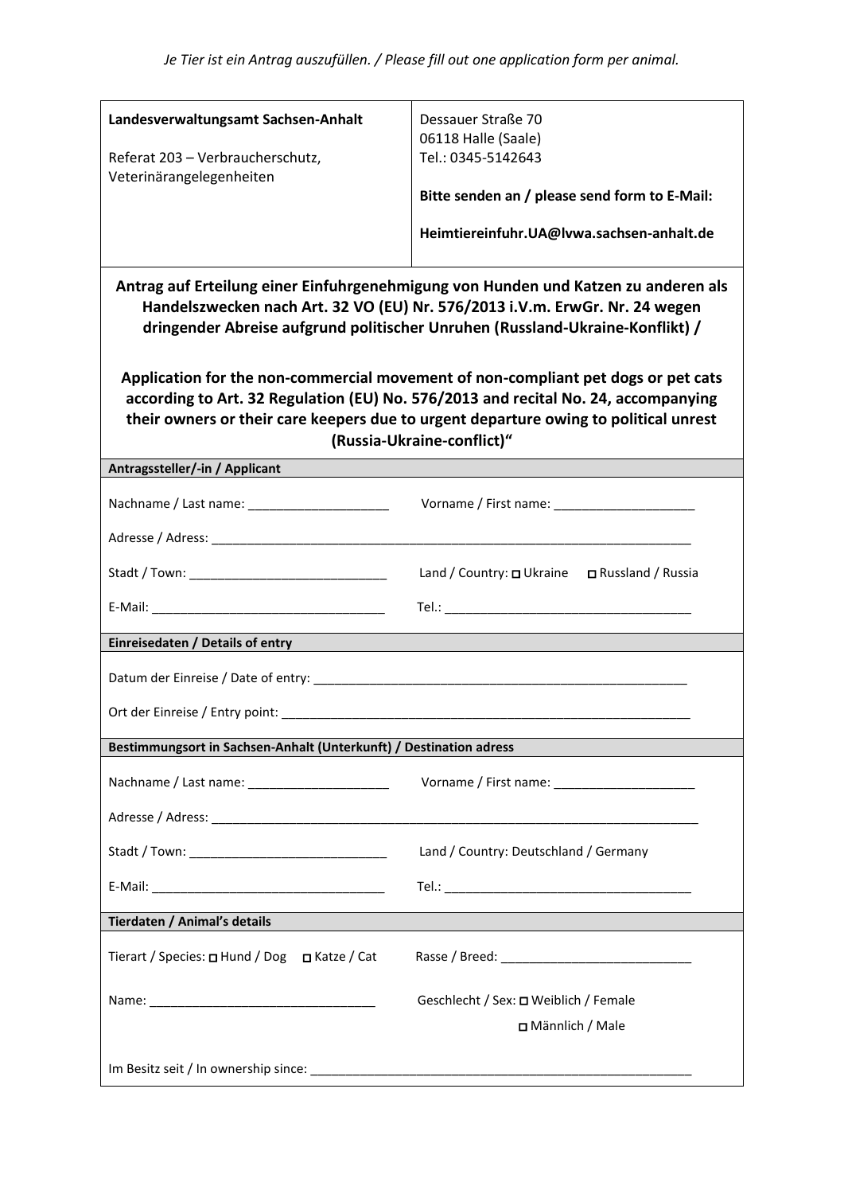*Je Tier ist ein Antrag auszufüllen. / Please fill out one application form per animal.*

| **Landesverwaltungsamt Sachsen-Anhalt**<br><br>Referat 203 – Verbraucherschutz, Veterinärangelegenheiten | Dessauer Straße 70<br>06118 Halle (Saale)<br>Tel.: 0345-5142643<br><br>**Bitte senden an / please send form to E-Mail:**<br><br>**Heimtiereinfuhr.UA@lvwa.sachsen-anhalt.de** |
|---|---|

**Antrag auf Erteilung einer Einfuhrgenehmigung von Hunden und Katzen zu anderen als Handelszwecken nach Art. 32 VO (EU) Nr. 576/2013 i.V.m. ErwGr. Nr. 24 wegen dringender Abreise aufgrund politischer Unruhen (Russland-Ukraine-Konflikt) /**

**Application for the non-commercial movement of non-compliant pet dogs or pet cats according to Art. 32 Regulation (EU) No. 576/2013 and recital No. 24, accompanying their owners or their care keepers due to urgent departure owing to political unrest (Russia-Ukraine-conflict)“**

**Antragssteller/-in / Applicant**

Nachname / Last name: ____________________ Vorname / First name: ____________________

Adresse / Adress: ______________________________________________________________________

Stadt / Town: ____________________________ Land / Country: ☐ Ukraine ☐ Russland / Russia

E-Mail: _________________________________ Tel.: __________________________________

**Einreisedaten / Details of entry**

Datum der Einreise / Date of entry: _____________________________________________________

Ort der Einreise / Entry point: _________________________________________________________

**Bestimmungsort in Sachsen-Anhalt (Unterkunft) / Destination adress**

Nachname / Last name: ____________________ Vorname / First name: ____________________

Adresse / Adress: ______________________________________________________________________

Stadt / Town: ____________________________ Land / Country: Deutschland / Germany

E-Mail: _________________________________ Tel.: __________________________________

**Tierdaten / Animal's details**

Tierart / Species: ☐ Hund / Dog ☐ Katze / Cat Rasse / Breed: ___________________________

Name: ________________________________ Geschlecht / Sex: ☐ Weiblich / Female ☐ Männlich / Male

Im Besitz seit / In ownership since: ______________________________________________________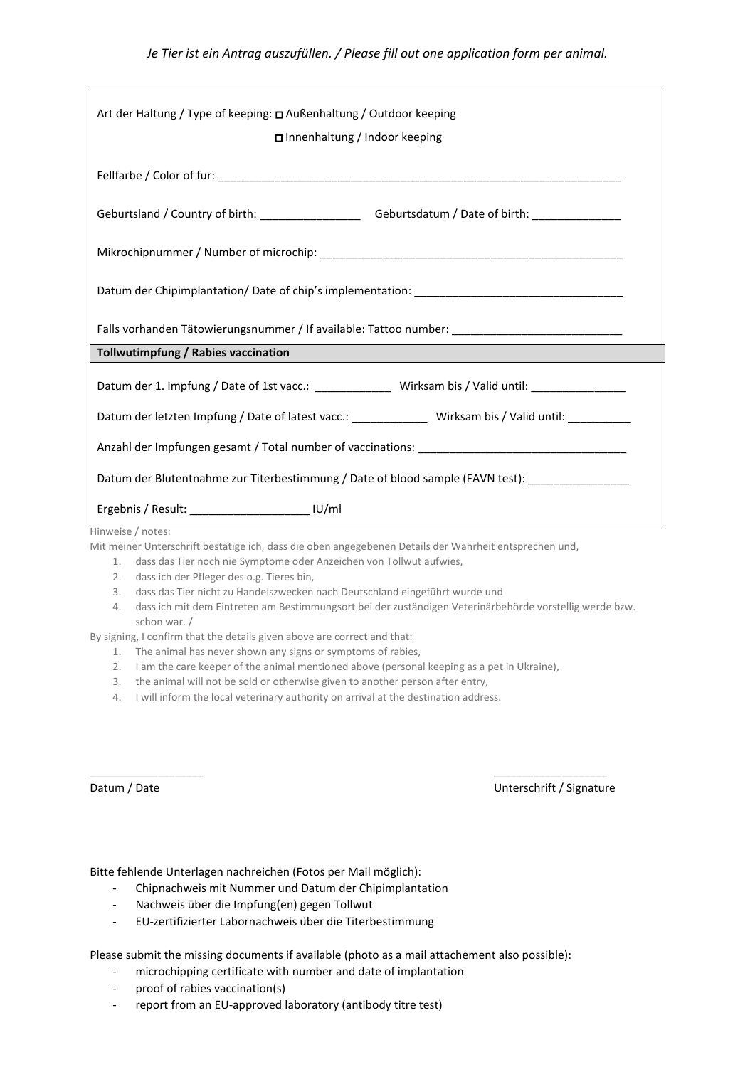*Je Tier ist ein Antrag auszufüllen. / Please fill out one application form per animal.*

Art der Haltung / Type of keeping: ◻ Außenhaltung / Outdoor keeping

◻ Innenhaltung / Indoor keeping

Fellfarbe / Color of fur: ____________________________________________________________________

Geburtsland / Country of birth: ________________ Geburtsdatum / Date of birth: ______________

Mikrochipnummer / Number of microchip: ____________________________________________________

Datum der Chipimplantation/ Date of chip's implementation: __________________________________

Falls vorhanden Tätowierungsnummer / If available: Tattoo number: ___________________________

**Tollwutimpfung / Rabies vaccination**

Datum der 1. Impfung / Date of 1st vacc.: ____________ Wirksam bis / Valid until: _______________

Datum der letzten Impfung / Date of latest vacc.: ____________ Wirksam bis / Valid until: __________

Anzahl der Impfungen gesamt / Total number of vaccinations: __________________________________

Datum der Blutentnahme zur Titerbestimmung / Date of blood sample (FAVN test): ________________

Ergebnis / Result: ___________________ IU/ml

Hinweise / notes:

Mit meiner Unterschrift bestätige ich, dass die oben angegebenen Details der Wahrheit entsprechen und,

1. dass das Tier noch nie Symptome oder Anzeichen von Tollwut aufwies,
2. dass ich der Pfleger des o.g. Tieres bin,
3. dass das Tier nicht zu Handelszwecken nach Deutschland eingeführt wurde und
4. dass ich mit dem Eintreten am Bestimmungsort bei der zuständigen Veterinärbehörde vorstellig werde bzw. schon war. /

By signing, I confirm that the details given above are correct and that:

1. The animal has never shown any signs or symptoms of rabies,
2. I am the care keeper of the animal mentioned above (personal keeping as a pet in Ukraine),
3. the animal will not be sold or otherwise given to another person after entry,
4. I will inform the local veterinary authority on arrival at the destination address.

___________________ ___________________

Datum / Date Unterschrift / Signature

Bitte fehlende Unterlagen nachreichen (Fotos per Mail möglich):

- Chipnachweis mit Nummer und Datum der Chipimplantation
- Nachweis über die Impfung(en) gegen Tollwut
- EU-zertifizierter Labornachweis über die Titerbestimmung

Please submit the missing documents if available (photo as a mail attachement also possible):

- microchipping certificate with number and date of implantation
- proof of rabies vaccination(s)
- report from an EU-approved laboratory (antibody titre test)